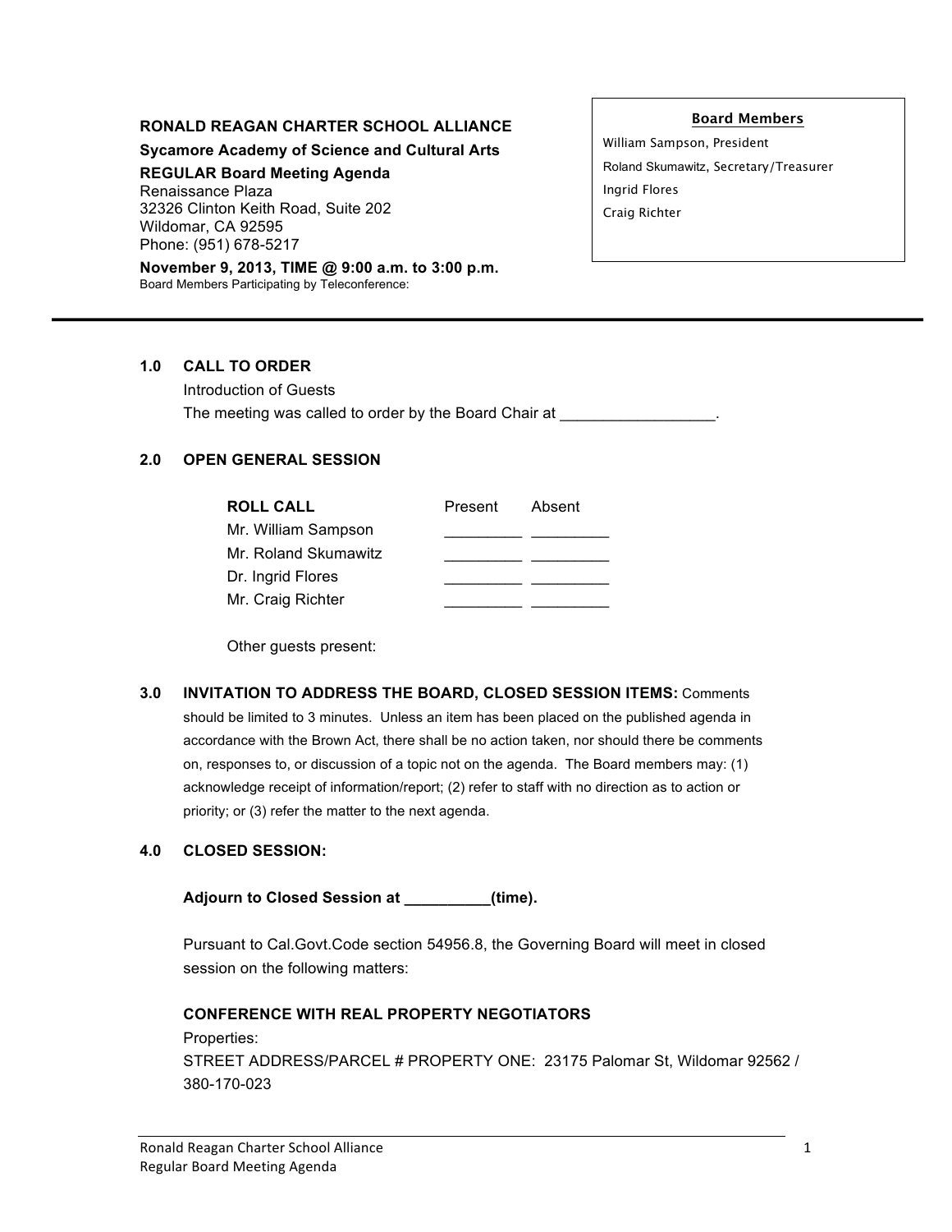**RONALD REAGAN CHARTER SCHOOL ALLIANCE**

**Sycamore Academy of Science and Cultural Arts**

**REGULAR Board Meeting Agenda**

Renaissance Plaza
32326 Clinton Keith Road, Suite 202
Wildomar, CA 92595
Phone: (951) 678-5217

**November 9, 2013, TIME @ 9:00 a.m. to 3:00 p.m.**
Board Members Participating by Teleconference:

**Board Members**

William Sampson, President
Roland Skumawitz, Secretary/Treasurer
Ingrid Flores
Craig Richter

---

## 1.0 CALL TO ORDER

Introduction of Guests

The meeting was called to order by the Board Chair at __________________.

## 2.0 OPEN GENERAL SESSION

| ROLL CALL | Present | Absent |
|---|---|---|
| Mr. William Sampson | _________ | _________ |
| Mr. Roland Skumawitz | _________ | _________ |
| Dr. Ingrid Flores | _________ | _________ |
| Mr. Craig Richter | _________ | _________ |

Other guests present:

## 3.0 INVITATION TO ADDRESS THE BOARD, CLOSED SESSION ITEMS:

Comments should be limited to 3 minutes. Unless an item has been placed on the published agenda in accordance with the Brown Act, there shall be no action taken, nor should there be comments on, responses to, or discussion of a topic not on the agenda. The Board members may: (1) acknowledge receipt of information/report; (2) refer to staff with no direction as to action or priority; or (3) refer the matter to the next agenda.

## 4.0 CLOSED SESSION:

**Adjourn to Closed Session at __________(time).**

Pursuant to Cal.Govt.Code section 54956.8, the Governing Board will meet in closed session on the following matters:

**CONFERENCE WITH REAL PROPERTY NEGOTIATORS**

Properties:

STREET ADDRESS/PARCEL # PROPERTY ONE: 23175 Palomar St, Wildomar 92562 / 380-170-023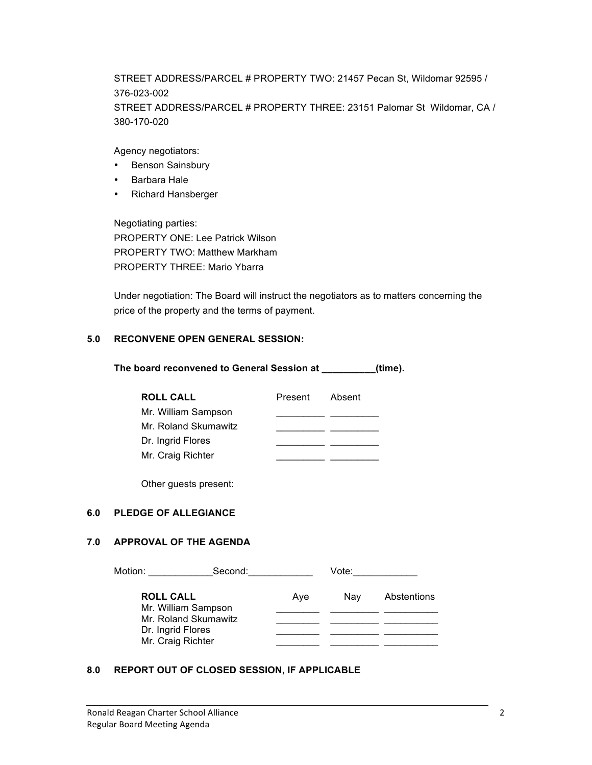STREET ADDRESS/PARCEL # PROPERTY TWO: 21457 Pecan St, Wildomar 92595 / 376-023-002
STREET ADDRESS/PARCEL # PROPERTY THREE: 23151 Palomar St Wildomar, CA / 380-170-020

Agency negotiators:

- Benson Sainsbury
- Barbara Hale
- Richard Hansberger

Negotiating parties:
PROPERTY ONE: Lee Patrick Wilson
PROPERTY TWO: Matthew Markham
PROPERTY THREE: Mario Ybarra

Under negotiation: The Board will instruct the negotiators as to matters concerning the price of the property and the terms of payment.

## 5.0 RECONVENE OPEN GENERAL SESSION:

**The board reconvened to General Session at __________(time).**

| ROLL CALL | Present | Absent |
|---|---|---|
| Mr. William Sampson | _________ | _________ |
| Mr. Roland Skumawitz | _________ | _________ |
| Dr. Ingrid Flores | _________ | _________ |
| Mr. Craig Richter | _________ | _________ |

Other guests present:

## 6.0 PLEDGE OF ALLEGIANCE

## 7.0 APPROVAL OF THE AGENDA

Motion: ____________Second:____________ Vote:____________

| ROLL CALL | Aye | Nay | Abstentions |
|---|---|---|---|
| Mr. William Sampson | ________ | _________ | __________ |
| Mr. Roland Skumawitz | ________ | _________ | __________ |
| Dr. Ingrid Flores | ________ | _________ | __________ |
| Mr. Craig Richter | ________ | _________ | __________ |

## 8.0 REPORT OUT OF CLOSED SESSION, IF APPLICABLE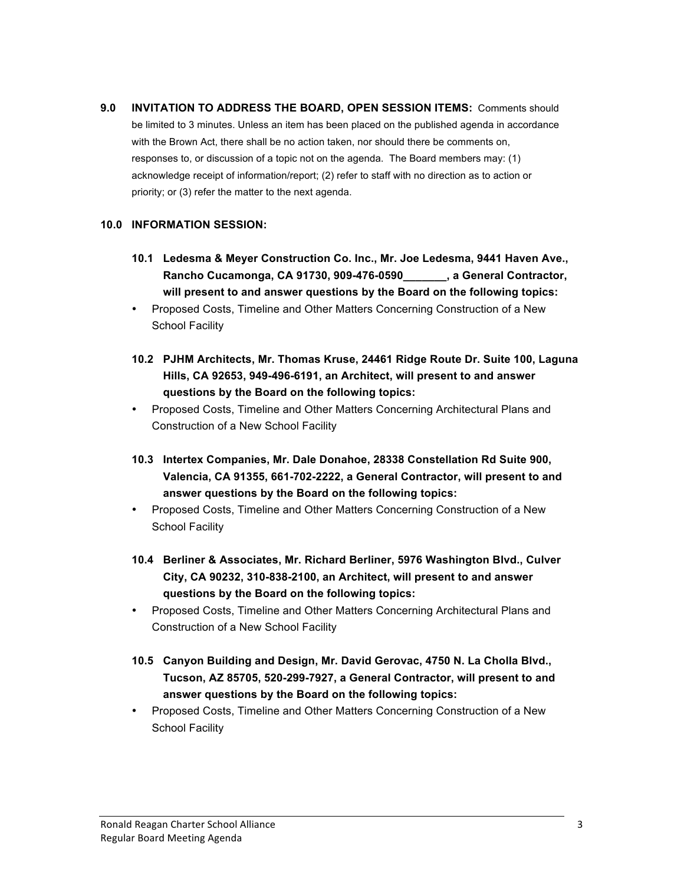**9.0 INVITATION TO ADDRESS THE BOARD, OPEN SESSION ITEMS:** Comments should be limited to 3 minutes. Unless an item has been placed on the published agenda in accordance with the Brown Act, there shall be no action taken, nor should there be comments on, responses to, or discussion of a topic not on the agenda. The Board members may: (1) acknowledge receipt of information/report; (2) refer to staff with no direction as to action or priority; or (3) refer the matter to the next agenda.

**10.0 INFORMATION SESSION:**

**10.1 Ledesma & Meyer Construction Co. Inc., Mr. Joe Ledesma, 9441 Haven Ave., Rancho Cucamonga, CA 91730, 909-476-0590_______, a General Contractor, will present to and answer questions by the Board on the following topics:**

- Proposed Costs, Timeline and Other Matters Concerning Construction of a New School Facility

**10.2 PJHM Architects, Mr. Thomas Kruse, 24461 Ridge Route Dr. Suite 100, Laguna Hills, CA 92653, 949-496-6191, an Architect, will present to and answer questions by the Board on the following topics:**

- Proposed Costs, Timeline and Other Matters Concerning Architectural Plans and Construction of a New School Facility

**10.3 Intertex Companies, Mr. Dale Donahoe, 28338 Constellation Rd Suite 900, Valencia, CA 91355, 661-702-2222, a General Contractor, will present to and answer questions by the Board on the following topics:**

- Proposed Costs, Timeline and Other Matters Concerning Construction of a New School Facility

**10.4 Berliner & Associates, Mr. Richard Berliner, 5976 Washington Blvd., Culver City, CA 90232, 310-838-2100, an Architect, will present to and answer questions by the Board on the following topics:**

- Proposed Costs, Timeline and Other Matters Concerning Architectural Plans and Construction of a New School Facility

**10.5 Canyon Building and Design, Mr. David Gerovac, 4750 N. La Cholla Blvd., Tucson, AZ 85705, 520-299-7927, a General Contractor, will present to and answer questions by the Board on the following topics:**

- Proposed Costs, Timeline and Other Matters Concerning Construction of a New School Facility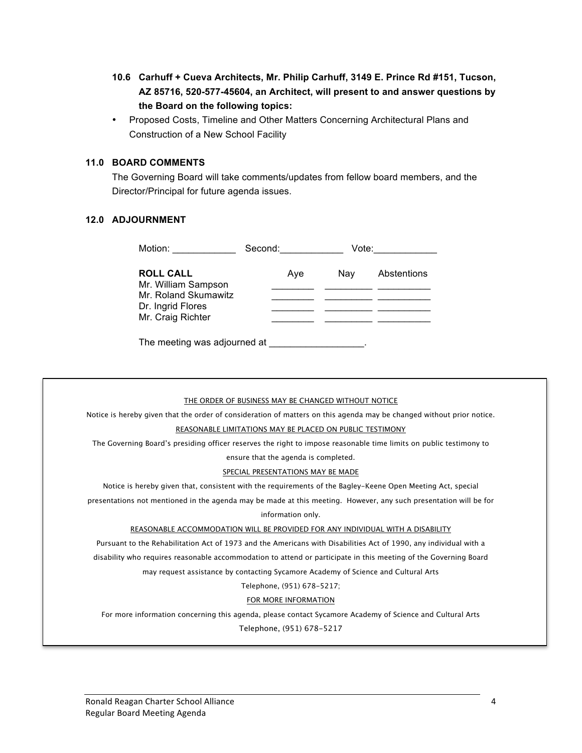**10.6 Carhuff + Cueva Architects, Mr. Philip Carhuff, 3149 E. Prince Rd #151, Tucson, AZ 85716, 520-577-45604, an Architect, will present to and answer questions by the Board on the following topics:**

- Proposed Costs, Timeline and Other Matters Concerning Architectural Plans and Construction of a New School Facility

### 11.0 BOARD COMMENTS

The Governing Board will take comments/updates from fellow board members, and the Director/Principal for future agenda issues.

### 12.0 ADJOURNMENT

Motion: ____________ Second:____________ Vote:____________

| ROLL CALL | Aye | Nay | Abstentions |
|---|---|---|---|
| Mr. William Sampson | ________ | _________ | __________ |
| Mr. Roland Skumawitz | ________ | _________ | __________ |
| Dr. Ingrid Flores | ________ | _________ | __________ |
| Mr. Craig Richter | ________ | _________ | __________ |

The meeting was adjourned at _________________.

---

THE ORDER OF BUSINESS MAY BE CHANGED WITHOUT NOTICE

Notice is hereby given that the order of consideration of matters on this agenda may be changed without prior notice.

REASONABLE LIMITATIONS MAY BE PLACED ON PUBLIC TESTIMONY

The Governing Board's presiding officer reserves the right to impose reasonable time limits on public testimony to ensure that the agenda is completed.

SPECIAL PRESENTATIONS MAY BE MADE

Notice is hereby given that, consistent with the requirements of the Bagley-Keene Open Meeting Act, special presentations not mentioned in the agenda may be made at this meeting. However, any such presentation will be for information only.

REASONABLE ACCOMMODATION WILL BE PROVIDED FOR ANY INDIVIDUAL WITH A DISABILITY

Pursuant to the Rehabilitation Act of 1973 and the Americans with Disabilities Act of 1990, any individual with a disability who requires reasonable accommodation to attend or participate in this meeting of the Governing Board may request assistance by contacting Sycamore Academy of Science and Cultural Arts

Telephone, (951) 678-5217;

FOR MORE INFORMATION

For more information concerning this agenda, please contact Sycamore Academy of Science and Cultural Arts

Telephone, (951) 678-5217